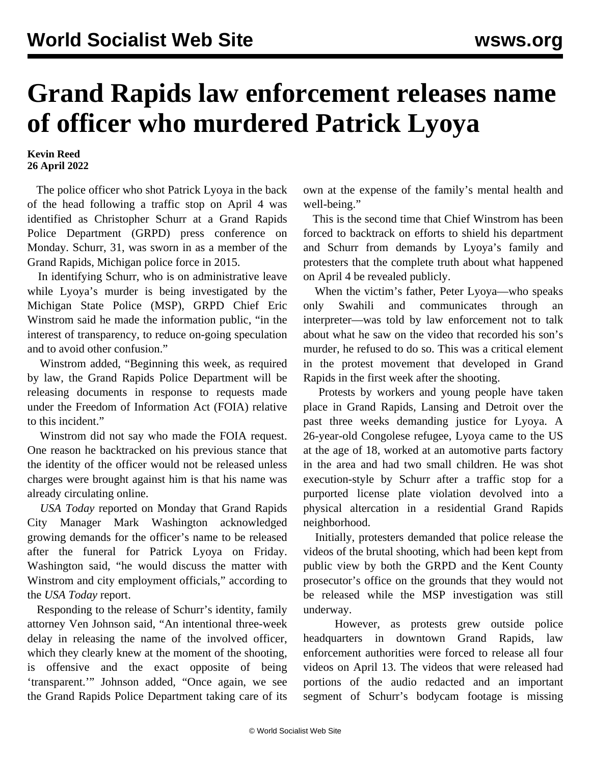# Grand Rapids law enforcement releases name of officer who murdered Patrick Lyoya

**Kevin Reed**
**26 April 2022**

The police officer who shot Patrick Lyoya in the back of the head following a traffic stop on April 4 was identified as Christopher Schurr at a Grand Rapids Police Department (GRPD) press conference on Monday. Schurr, 31, was sworn in as a member of the Grand Rapids, Michigan police force in 2015.

In identifying Schurr, who is on administrative leave while Lyoya's murder is being investigated by the Michigan State Police (MSP), GRPD Chief Eric Winstrom said he made the information public, "in the interest of transparency, to reduce on-going speculation and to avoid other confusion."

Winstrom added, "Beginning this week, as required by law, the Grand Rapids Police Department will be releasing documents in response to requests made under the Freedom of Information Act (FOIA) relative to this incident."

Winstrom did not say who made the FOIA request. One reason he backtracked on his previous stance that the identity of the officer would not be released unless charges were brought against him is that his name was already circulating online.

*USA Today* reported on Monday that Grand Rapids City Manager Mark Washington acknowledged growing demands for the officer's name to be released after the funeral for Patrick Lyoya on Friday. Washington said, "he would discuss the matter with Winstrom and city employment officials," according to the *USA Today* report.

Responding to the release of Schurr's identity, family attorney Ven Johnson said, "An intentional three-week delay in releasing the name of the involved officer, which they clearly knew at the moment of the shooting, is offensive and the exact opposite of being 'transparent.'" Johnson added, "Once again, we see the Grand Rapids Police Department taking care of its own at the expense of the family's mental health and well-being."

This is the second time that Chief Winstrom has been forced to backtrack on efforts to shield his department and Schurr from demands by Lyoya's family and protesters that the complete truth about what happened on April 4 be revealed publicly.

When the victim's father, Peter Lyoya—who speaks only Swahili and communicates through an interpreter—was told by law enforcement not to talk about what he saw on the video that recorded his son's murder, he refused to do so. This was a critical element in the protest movement that developed in Grand Rapids in the first week after the shooting.

Protests by workers and young people have taken place in Grand Rapids, Lansing and Detroit over the past three weeks demanding justice for Lyoya. A 26-year-old Congolese refugee, Lyoya came to the US at the age of 18, worked at an automotive parts factory in the area and had two small children. He was shot execution-style by Schurr after a traffic stop for a purported license plate violation devolved into a physical altercation in a residential Grand Rapids neighborhood.

Initially, protesters demanded that police release the videos of the brutal shooting, which had been kept from public view by both the GRPD and the Kent County prosecutor's office on the grounds that they would not be released while the MSP investigation was still underway.

However, as protests grew outside police headquarters in downtown Grand Rapids, law enforcement authorities were forced to release all four videos on April 13. The videos that were released had portions of the audio redacted and an important segment of Schurr's bodycam footage is missing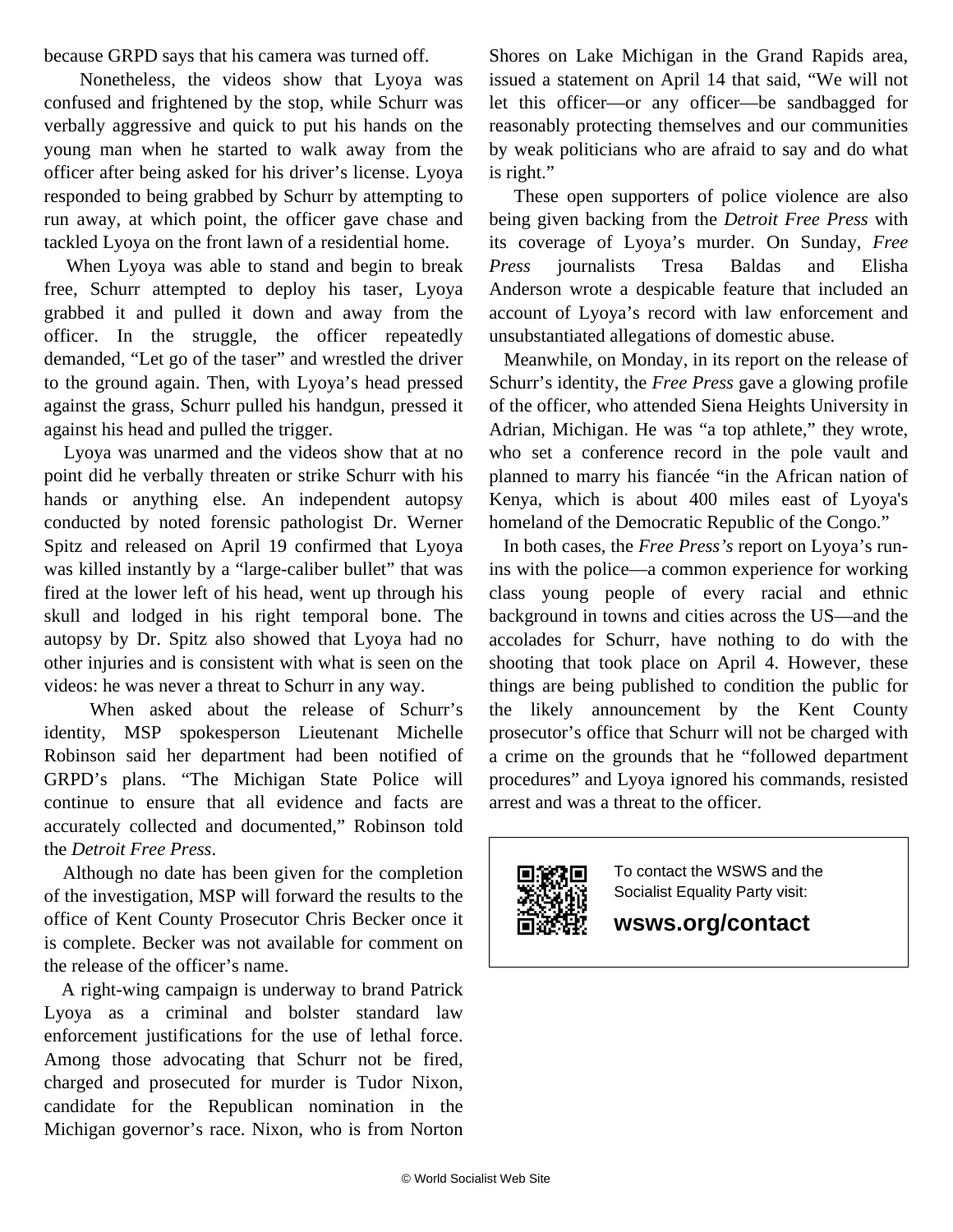because GRPD says that his camera was turned off.

Nonetheless, the videos show that Lyoya was confused and frightened by the stop, while Schurr was verbally aggressive and quick to put his hands on the young man when he started to walk away from the officer after being asked for his driver's license. Lyoya responded to being grabbed by Schurr by attempting to run away, at which point, the officer gave chase and tackled Lyoya on the front lawn of a residential home.

When Lyoya was able to stand and begin to break free, Schurr attempted to deploy his taser, Lyoya grabbed it and pulled it down and away from the officer. In the struggle, the officer repeatedly demanded, "Let go of the taser" and wrestled the driver to the ground again. Then, with Lyoya's head pressed against the grass, Schurr pulled his handgun, pressed it against his head and pulled the trigger.

Lyoya was unarmed and the videos show that at no point did he verbally threaten or strike Schurr with his hands or anything else. An independent autopsy conducted by noted forensic pathologist Dr. Werner Spitz and released on April 19 confirmed that Lyoya was killed instantly by a "large-caliber bullet" that was fired at the lower left of his head, went up through his skull and lodged in his right temporal bone. The autopsy by Dr. Spitz also showed that Lyoya had no other injuries and is consistent with what is seen on the videos: he was never a threat to Schurr in any way.

When asked about the release of Schurr's identity, MSP spokesperson Lieutenant Michelle Robinson said her department had been notified of GRPD's plans. "The Michigan State Police will continue to ensure that all evidence and facts are accurately collected and documented," Robinson told the *Detroit Free Press*.

Although no date has been given for the completion of the investigation, MSP will forward the results to the office of Kent County Prosecutor Chris Becker once it is complete. Becker was not available for comment on the release of the officer's name.

A right-wing campaign is underway to brand Patrick Lyoya as a criminal and bolster standard law enforcement justifications for the use of lethal force. Among those advocating that Schurr not be fired, charged and prosecuted for murder is Tudor Nixon, candidate for the Republican nomination in the Michigan governor's race. Nixon, who is from Norton Shores on Lake Michigan in the Grand Rapids area, issued a statement on April 14 that said, "We will not let this officer—or any officer—be sandbagged for reasonably protecting themselves and our communities by weak politicians who are afraid to say and do what is right."

These open supporters of police violence are also being given backing from the *Detroit Free Press* with its coverage of Lyoya's murder. On Sunday, *Free Press* journalists Tresa Baldas and Elisha Anderson wrote a despicable feature that included an account of Lyoya's record with law enforcement and unsubstantiated allegations of domestic abuse.

Meanwhile, on Monday, in its report on the release of Schurr's identity, the *Free Press* gave a glowing profile of the officer, who attended Siena Heights University in Adrian, Michigan. He was "a top athlete," they wrote, who set a conference record in the pole vault and planned to marry his fiancée "in the African nation of Kenya, which is about 400 miles east of Lyoya's homeland of the Democratic Republic of the Congo."

In both cases, the *Free Press's* report on Lyoya's run-ins with the police—a common experience for working class young people of every racial and ethnic background in towns and cities across the US—and the accolades for Schurr, have nothing to do with the shooting that took place on April 4. However, these things are being published to condition the public for the likely announcement by the Kent County prosecutor's office that Schurr will not be charged with a crime on the grounds that he "followed department procedures" and Lyoya ignored his commands, resisted arrest and was a threat to the officer.

To contact the WSWS and the Socialist Equality Party visit:

**wsws.org/contact**